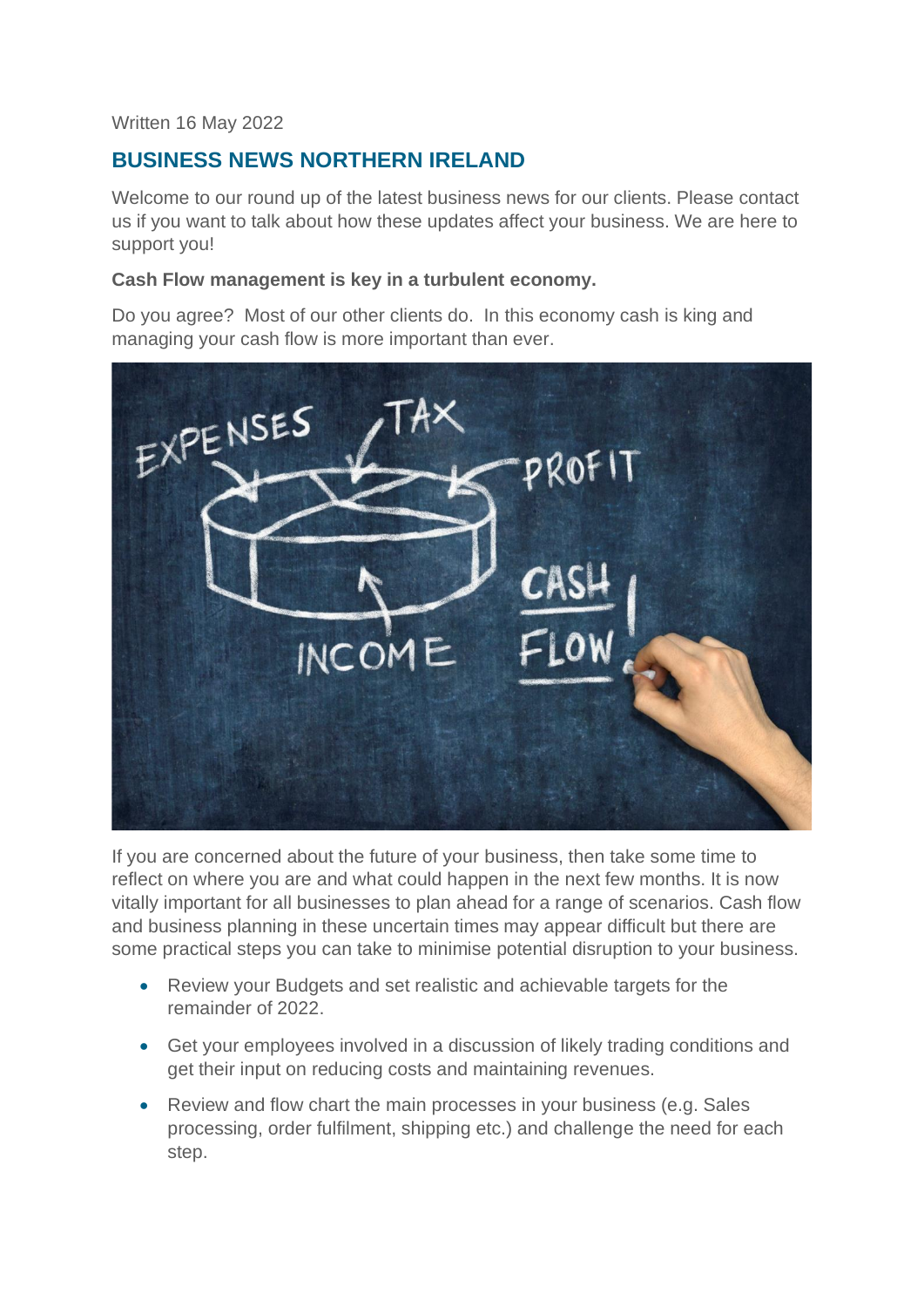Written 16 May 2022

## BUSINESS NEWS NORTHERN IRELAND

Welcome to our round up of the latest business news for our clients. Please contact us if you want to talk about how these updates affect your business. We are here to support you!

**Cash Flow management is key in a turbulent economy.**

Do you agree? Most of our other clients do. In this economy cash is king and managing your cash flow is more important than ever.

If you are concerned about the future of your business, then take some time to reflect on where you are and what could happen in the next few months. It is now vitally important for all businesses to plan ahead for a range of scenarios. Cash flow and business planning in these uncertain times may appear difficult but there are some practical steps you can take to minimise potential disruption to your business.

- Review your Budgets and set realistic and achievable targets for the remainder of 2022.
- Get your employees involved in a discussion of likely trading conditions and get their input on reducing costs and maintaining revenues.
- Review and flow chart the main processes in your business (e.g. Sales processing, order fulfilment, shipping etc.) and challenge the need for each step.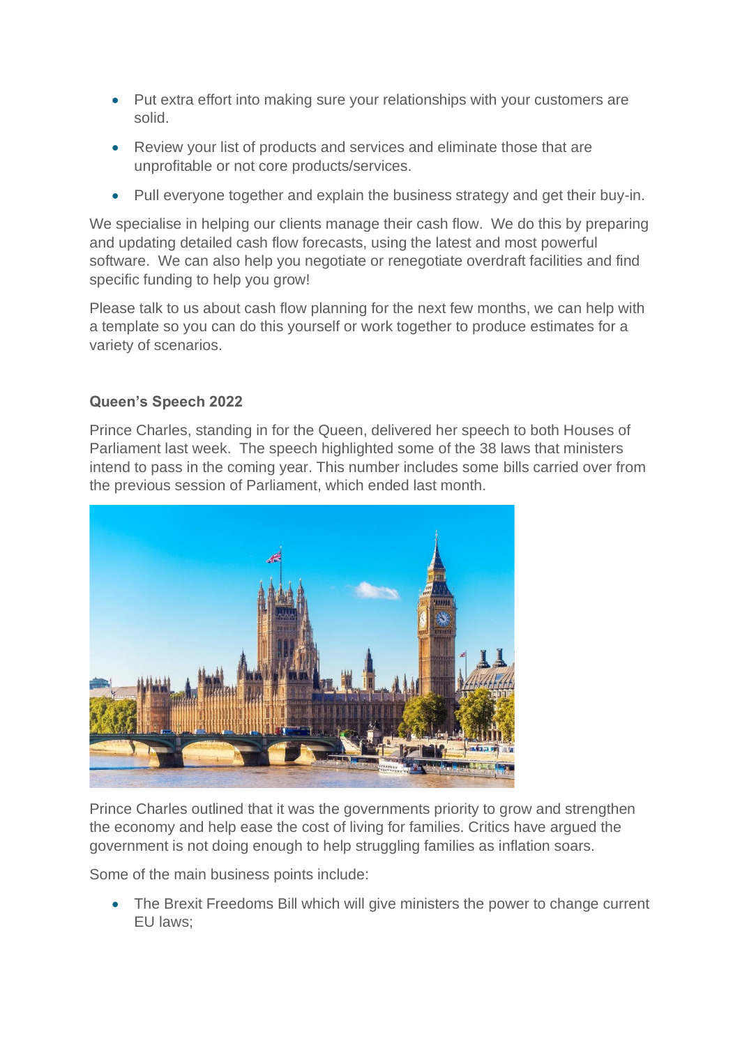- Put extra effort into making sure your relationships with your customers are solid.
- Review your list of products and services and eliminate those that are unprofitable or not core products/services.
- Pull everyone together and explain the business strategy and get their buy-in.

We specialise in helping our clients manage their cash flow. We do this by preparing and updating detailed cash flow forecasts, using the latest and most powerful software. We can also help you negotiate or renegotiate overdraft facilities and find specific funding to help you grow!

Please talk to us about cash flow planning for the next few months, we can help with a template so you can do this yourself or work together to produce estimates for a variety of scenarios.

### Queen's Speech 2022

Prince Charles, standing in for the Queen, delivered her speech to both Houses of Parliament last week. The speech highlighted some of the 38 laws that ministers intend to pass in the coming year. This number includes some bills carried over from the previous session of Parliament, which ended last month.

Prince Charles outlined that it was the governments priority to grow and strengthen the economy and help ease the cost of living for families. Critics have argued the government is not doing enough to help struggling families as inflation soars.

Some of the main business points include:

- The Brexit Freedoms Bill which will give ministers the power to change current EU laws;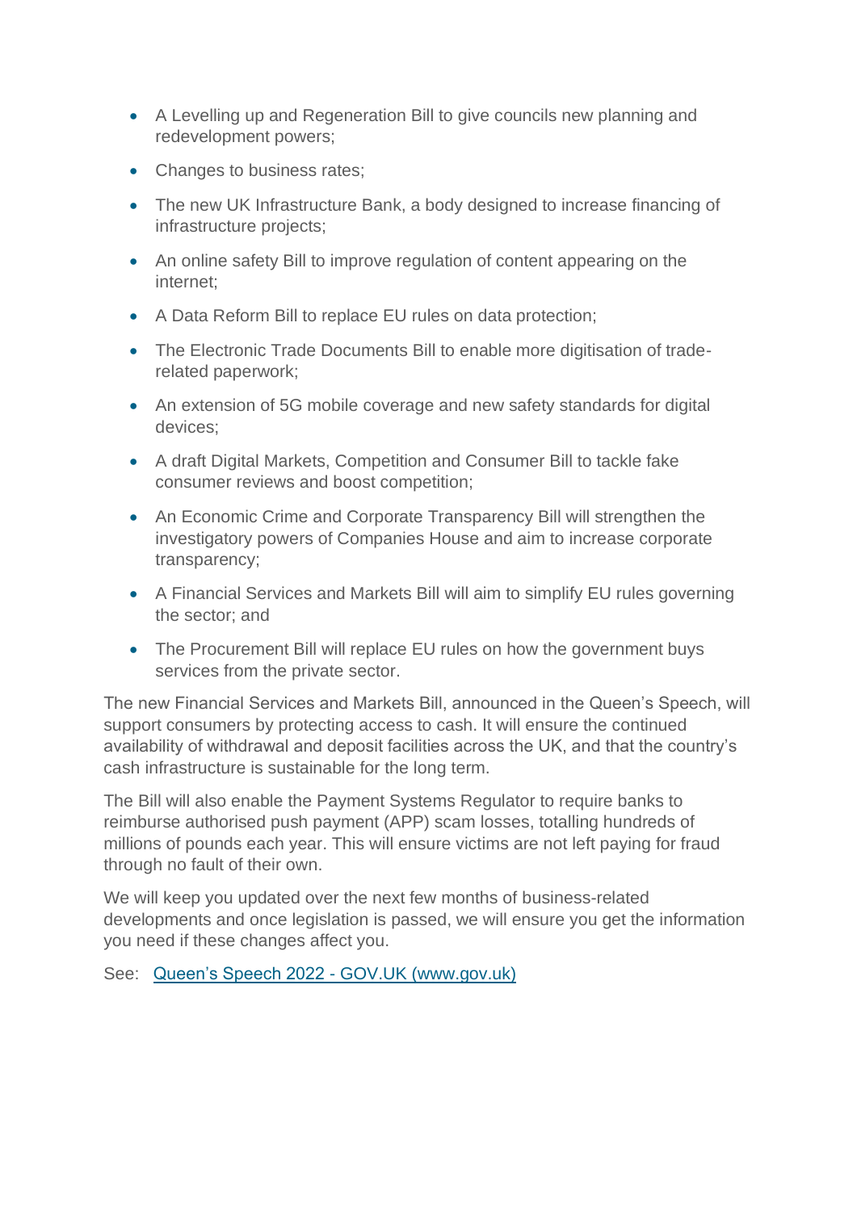- A Levelling up and Regeneration Bill to give councils new planning and redevelopment powers;
- Changes to business rates;
- The new UK Infrastructure Bank, a body designed to increase financing of infrastructure projects;
- An online safety Bill to improve regulation of content appearing on the internet;
- A Data Reform Bill to replace EU rules on data protection;
- The Electronic Trade Documents Bill to enable more digitisation of trade-related paperwork;
- An extension of 5G mobile coverage and new safety standards for digital devices;
- A draft Digital Markets, Competition and Consumer Bill to tackle fake consumer reviews and boost competition;
- An Economic Crime and Corporate Transparency Bill will strengthen the investigatory powers of Companies House and aim to increase corporate transparency;
- A Financial Services and Markets Bill will aim to simplify EU rules governing the sector; and
- The Procurement Bill will replace EU rules on how the government buys services from the private sector.

The new Financial Services and Markets Bill, announced in the Queen's Speech, will support consumers by protecting access to cash. It will ensure the continued availability of withdrawal and deposit facilities across the UK, and that the country's cash infrastructure is sustainable for the long term.

The Bill will also enable the Payment Systems Regulator to require banks to reimburse authorised push payment (APP) scam losses, totalling hundreds of millions of pounds each year. This will ensure victims are not left paying for fraud through no fault of their own.

We will keep you updated over the next few months of business-related developments and once legislation is passed, we will ensure you get the information you need if these changes affect you.

See: [Queen's Speech 2022 - GOV.UK (www.gov.uk)](https://www.gov.uk)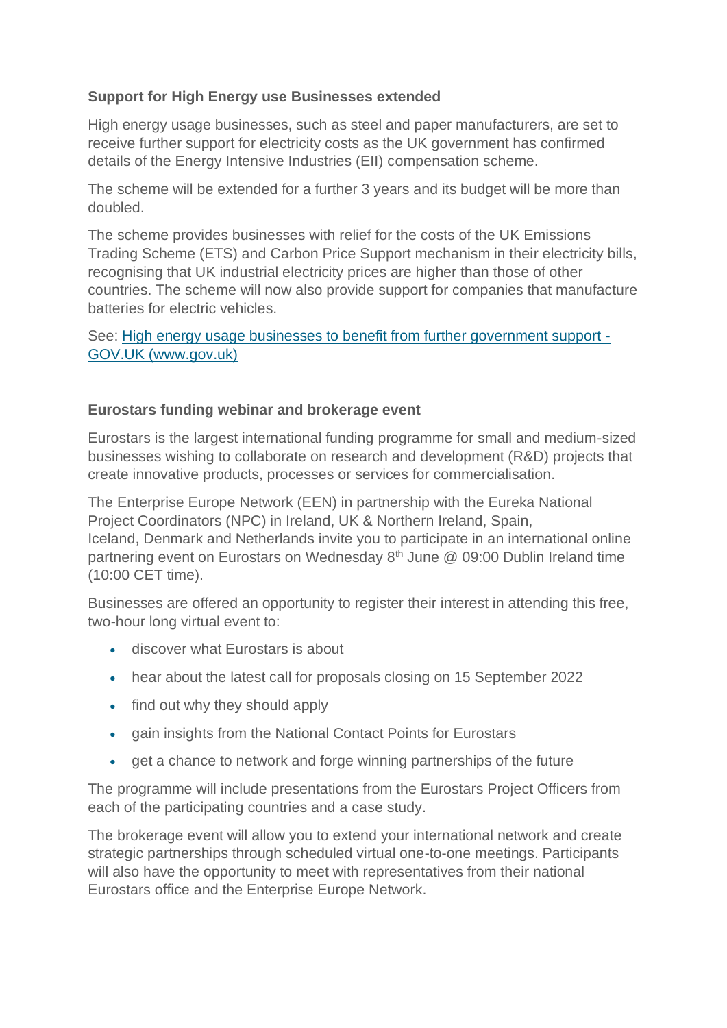**Support for High Energy use Businesses extended**

High energy usage businesses, such as steel and paper manufacturers, are set to receive further support for electricity costs as the UK government has confirmed details of the Energy Intensive Industries (EII) compensation scheme.

The scheme will be extended for a further 3 years and its budget will be more than doubled.

The scheme provides businesses with relief for the costs of the UK Emissions Trading Scheme (ETS) and Carbon Price Support mechanism in their electricity bills, recognising that UK industrial electricity prices are higher than those of other countries. The scheme will now also provide support for companies that manufacture batteries for electric vehicles.

See: [High energy usage businesses to benefit from further government support - GOV.UK (www.gov.uk)]()

**Eurostars funding webinar and brokerage event**

Eurostars is the largest international funding programme for small and medium-sized businesses wishing to collaborate on research and development (R&D) projects that create innovative products, processes or services for commercialisation.

The Enterprise Europe Network (EEN) in partnership with the Eureka National Project Coordinators (NPC) in Ireland, UK & Northern Ireland, Spain, Iceland, Denmark and Netherlands invite you to participate in an international online partnering event on Eurostars on Wednesday 8th June @ 09:00 Dublin Ireland time (10:00 CET time).

Businesses are offered an opportunity to register their interest in attending this free, two-hour long virtual event to:

- discover what Eurostars is about
- hear about the latest call for proposals closing on 15 September 2022
- find out why they should apply
- gain insights from the National Contact Points for Eurostars
- get a chance to network and forge winning partnerships of the future

The programme will include presentations from the Eurostars Project Officers from each of the participating countries and a case study.

The brokerage event will allow you to extend your international network and create strategic partnerships through scheduled virtual one-to-one meetings. Participants will also have the opportunity to meet with representatives from their national Eurostars office and the Enterprise Europe Network.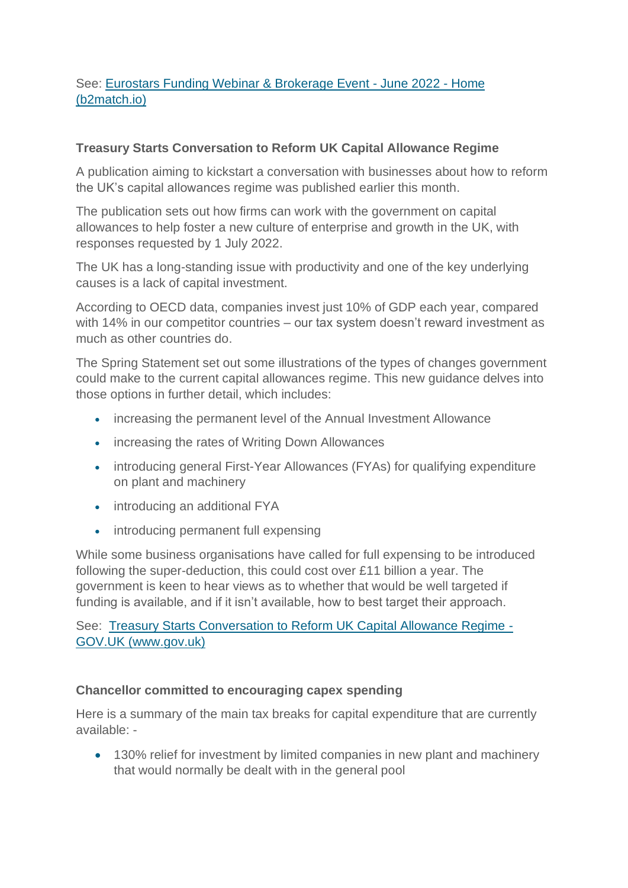See: [Eurostars Funding Webinar & Brokerage Event - June 2022 - Home (b2match.io)]

**Treasury Starts Conversation to Reform UK Capital Allowance Regime**

A publication aiming to kickstart a conversation with businesses about how to reform the UK's capital allowances regime was published earlier this month.

The publication sets out how firms can work with the government on capital allowances to help foster a new culture of enterprise and growth in the UK, with responses requested by 1 July 2022.

The UK has a long-standing issue with productivity and one of the key underlying causes is a lack of capital investment.

According to OECD data, companies invest just 10% of GDP each year, compared with 14% in our competitor countries – our tax system doesn't reward investment as much as other countries do.

The Spring Statement set out some illustrations of the types of changes government could make to the current capital allowances regime. This new guidance delves into those options in further detail, which includes:

- increasing the permanent level of the Annual Investment Allowance
- increasing the rates of Writing Down Allowances
- introducing general First-Year Allowances (FYAs) for qualifying expenditure on plant and machinery
- introducing an additional FYA
- introducing permanent full expensing

While some business organisations have called for full expensing to be introduced following the super-deduction, this could cost over £11 billion a year. The government is keen to hear views as to whether that would be well targeted if funding is available, and if it isn't available, how to best target their approach.

See: [Treasury Starts Conversation to Reform UK Capital Allowance Regime - GOV.UK (www.gov.uk)]

**Chancellor committed to encouraging capex spending**

Here is a summary of the main tax breaks for capital expenditure that are currently available: -

- 130% relief for investment by limited companies in new plant and machinery that would normally be dealt with in the general pool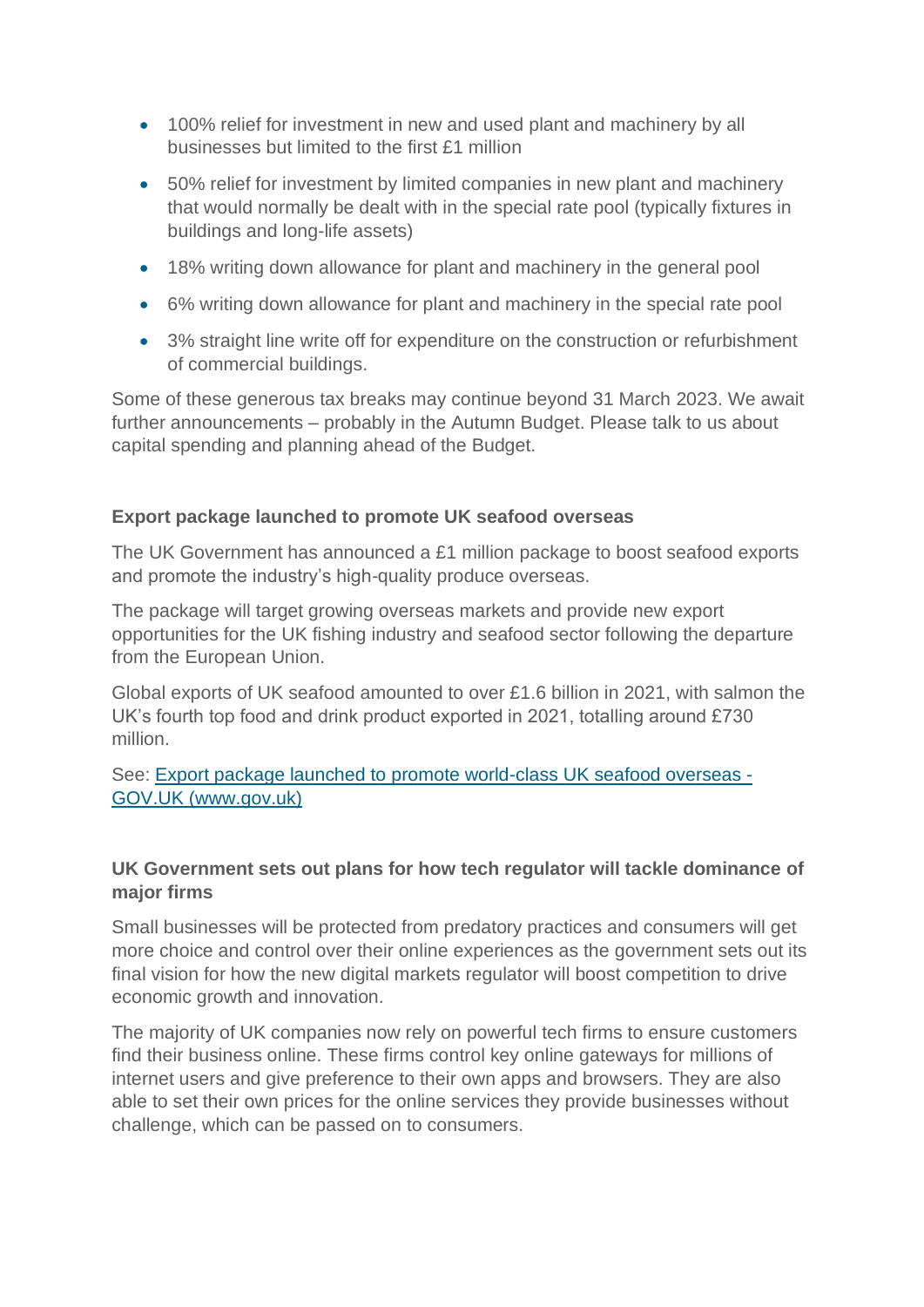- 100% relief for investment in new and used plant and machinery by all businesses but limited to the first £1 million
- 50% relief for investment by limited companies in new plant and machinery that would normally be dealt with in the special rate pool (typically fixtures in buildings and long-life assets)
- 18% writing down allowance for plant and machinery in the general pool
- 6% writing down allowance for plant and machinery in the special rate pool
- 3% straight line write off for expenditure on the construction or refurbishment of commercial buildings.

Some of these generous tax breaks may continue beyond 31 March 2023. We await further announcements – probably in the Autumn Budget. Please talk to us about capital spending and planning ahead of the Budget.

**Export package launched to promote UK seafood overseas**

The UK Government has announced a £1 million package to boost seafood exports and promote the industry's high-quality produce overseas.

The package will target growing overseas markets and provide new export opportunities for the UK fishing industry and seafood sector following the departure from the European Union.

Global exports of UK seafood amounted to over £1.6 billion in 2021, with salmon the UK's fourth top food and drink product exported in 2021, totalling around £730 million.

See: [Export package launched to promote world-class UK seafood overseas - GOV.UK (www.gov.uk)](www.gov.uk)

**UK Government sets out plans for how tech regulator will tackle dominance of major firms**

Small businesses will be protected from predatory practices and consumers will get more choice and control over their online experiences as the government sets out its final vision for how the new digital markets regulator will boost competition to drive economic growth and innovation.

The majority of UK companies now rely on powerful tech firms to ensure customers find their business online. These firms control key online gateways for millions of internet users and give preference to their own apps and browsers. They are also able to set their own prices for the online services they provide businesses without challenge, which can be passed on to consumers.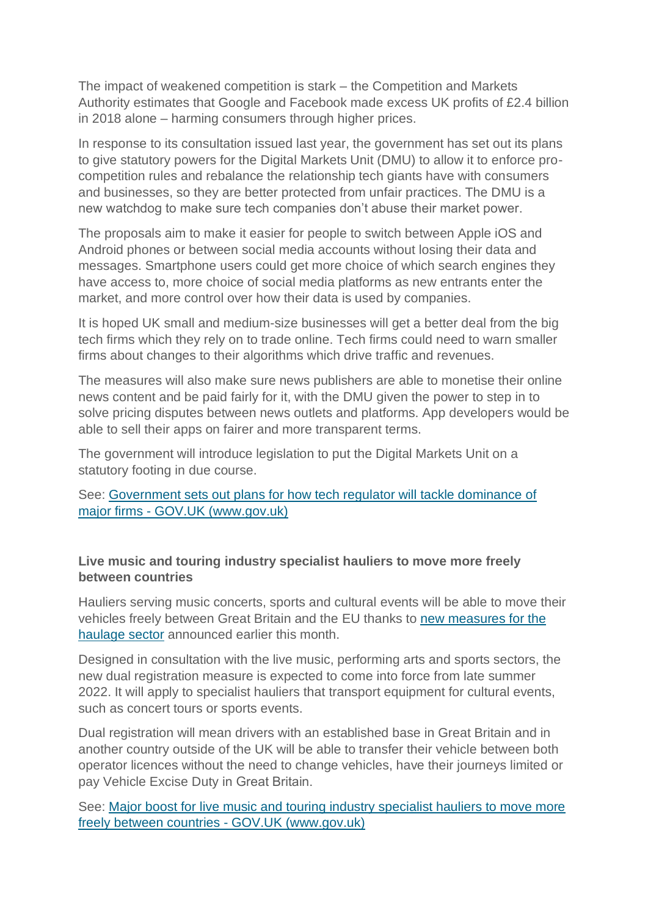The impact of weakened competition is stark – the Competition and Markets Authority estimates that Google and Facebook made excess UK profits of £2.4 billion in 2018 alone – harming consumers through higher prices.

In response to its consultation issued last year, the government has set out its plans to give statutory powers for the Digital Markets Unit (DMU) to allow it to enforce pro-competition rules and rebalance the relationship tech giants have with consumers and businesses, so they are better protected from unfair practices. The DMU is a new watchdog to make sure tech companies don't abuse their market power.

The proposals aim to make it easier for people to switch between Apple iOS and Android phones or between social media accounts without losing their data and messages. Smartphone users could get more choice of which search engines they have access to, more choice of social media platforms as new entrants enter the market, and more control over how their data is used by companies.

It is hoped UK small and medium-size businesses will get a better deal from the big tech firms which they rely on to trade online. Tech firms could need to warn smaller firms about changes to their algorithms which drive traffic and revenues.

The measures will also make sure news publishers are able to monetise their online news content and be paid fairly for it, with the DMU given the power to step in to solve pricing disputes between news outlets and platforms. App developers would be able to sell their apps on fairer and more transparent terms.

The government will introduce legislation to put the Digital Markets Unit on a statutory footing in due course.

See: [Government sets out plans for how tech regulator will tackle dominance of major firms - GOV.UK (www.gov.uk)]()

**Live music and touring industry specialist hauliers to move more freely between countries**

Hauliers serving music concerts, sports and cultural events will be able to move their vehicles freely between Great Britain and the EU thanks to [new measures for the haulage sector]() announced earlier this month.

Designed in consultation with the live music, performing arts and sports sectors, the new dual registration measure is expected to come into force from late summer 2022. It will apply to specialist hauliers that transport equipment for cultural events, such as concert tours or sports events.

Dual registration will mean drivers with an established base in Great Britain and in another country outside of the UK will be able to transfer their vehicle between both operator licences without the need to change vehicles, have their journeys limited or pay Vehicle Excise Duty in Great Britain.

See: [Major boost for live music and touring industry specialist hauliers to move more freely between countries - GOV.UK (www.gov.uk)]()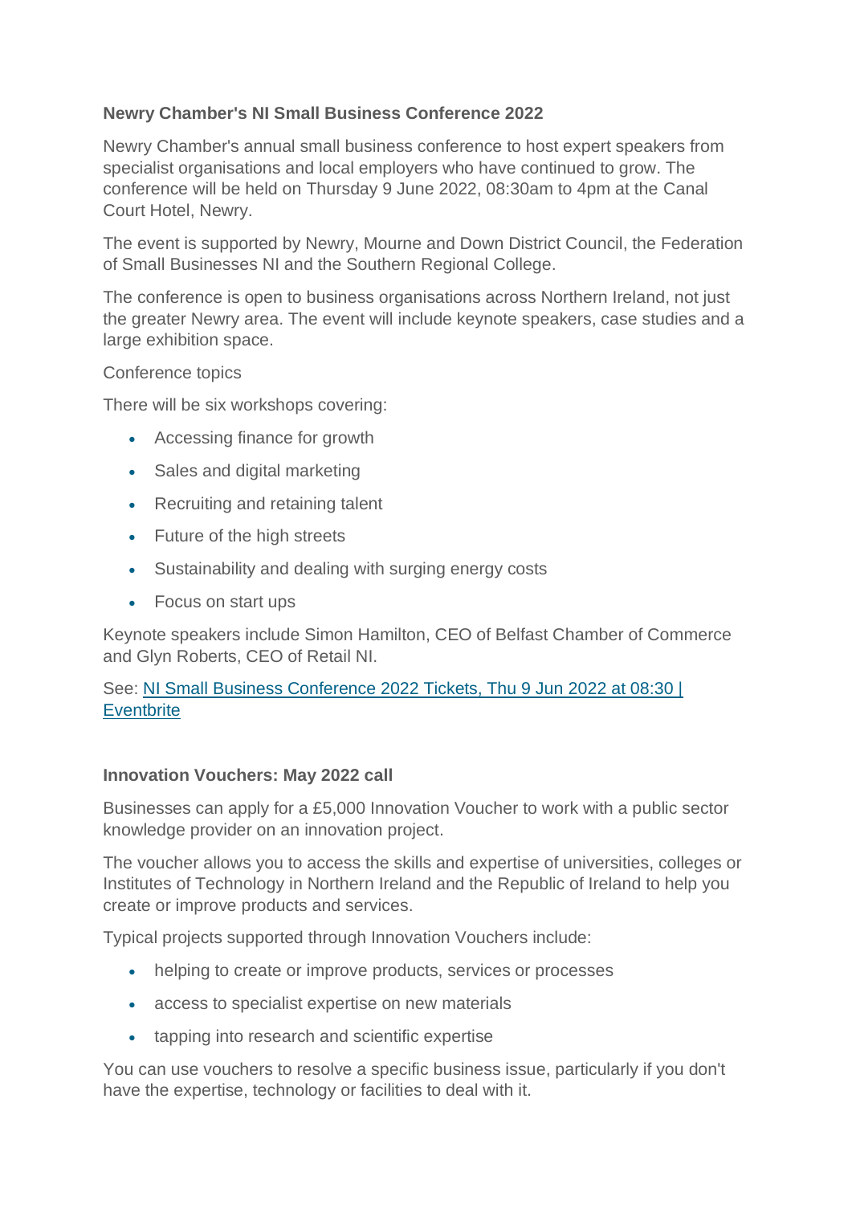**Newry Chamber's NI Small Business Conference 2022**

Newry Chamber's annual small business conference to host expert speakers from specialist organisations and local employers who have continued to grow. The conference will be held on Thursday 9 June 2022, 08:30am to 4pm at the Canal Court Hotel, Newry.

The event is supported by Newry, Mourne and Down District Council, the Federation of Small Businesses NI and the Southern Regional College.

The conference is open to business organisations across Northern Ireland, not just the greater Newry area. The event will include keynote speakers, case studies and a large exhibition space.

Conference topics

There will be six workshops covering:

- Accessing finance for growth
- Sales and digital marketing
- Recruiting and retaining talent
- Future of the high streets
- Sustainability and dealing with surging energy costs
- Focus on start ups

Keynote speakers include Simon Hamilton, CEO of Belfast Chamber of Commerce and Glyn Roberts, CEO of Retail NI.

See: [NI Small Business Conference 2022 Tickets, Thu 9 Jun 2022 at 08:30 | Eventbrite]()

**Innovation Vouchers: May 2022 call**

Businesses can apply for a £5,000 Innovation Voucher to work with a public sector knowledge provider on an innovation project.

The voucher allows you to access the skills and expertise of universities, colleges or Institutes of Technology in Northern Ireland and the Republic of Ireland to help you create or improve products and services.

Typical projects supported through Innovation Vouchers include:

- helping to create or improve products, services or processes
- access to specialist expertise on new materials
- tapping into research and scientific expertise

You can use vouchers to resolve a specific business issue, particularly if you don't have the expertise, technology or facilities to deal with it.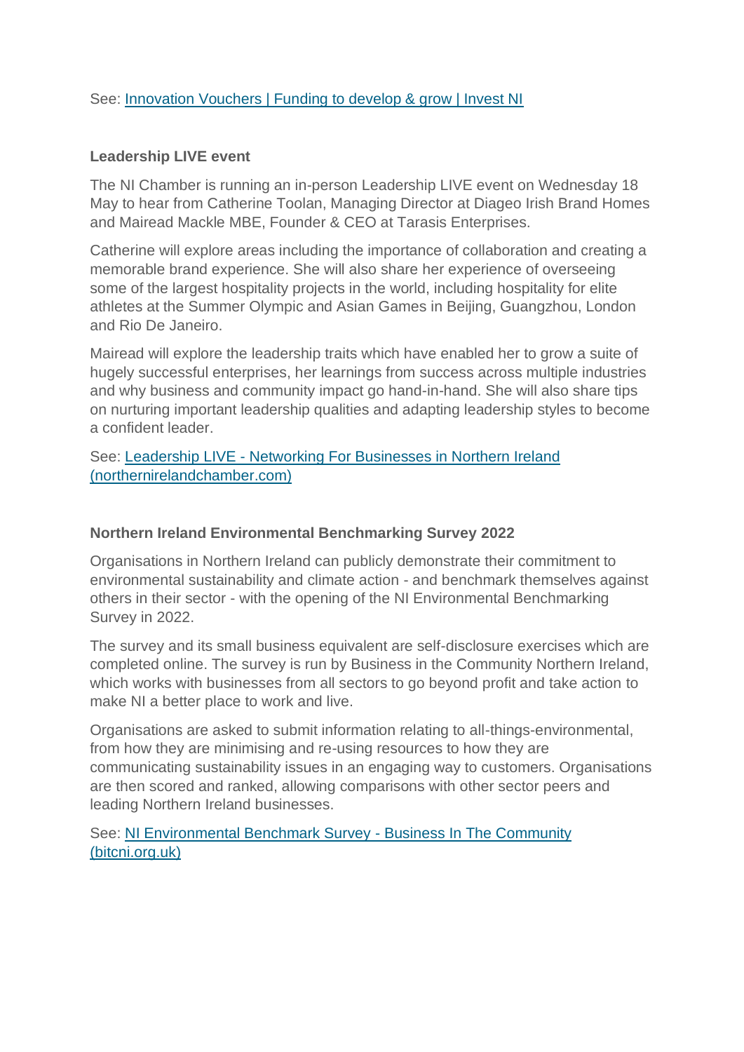See: Innovation Vouchers | Funding to develop & grow | Invest NI

**Leadership LIVE event**

The NI Chamber is running an in-person Leadership LIVE event on Wednesday 18 May to hear from Catherine Toolan, Managing Director at Diageo Irish Brand Homes and Mairead Mackle MBE, Founder & CEO at Tarasis Enterprises.

Catherine will explore areas including the importance of collaboration and creating a memorable brand experience. She will also share her experience of overseeing some of the largest hospitality projects in the world, including hospitality for elite athletes at the Summer Olympic and Asian Games in Beijing, Guangzhou, London and Rio De Janeiro.

Mairead will explore the leadership traits which have enabled her to grow a suite of hugely successful enterprises, her learnings from success across multiple industries and why business and community impact go hand-in-hand. She will also share tips on nurturing important leadership qualities and adapting leadership styles to become a confident leader.

See: Leadership LIVE - Networking For Businesses in Northern Ireland (northernirelandchamber.com)

**Northern Ireland Environmental Benchmarking Survey 2022**

Organisations in Northern Ireland can publicly demonstrate their commitment to environmental sustainability and climate action - and benchmark themselves against others in their sector - with the opening of the NI Environmental Benchmarking Survey in 2022.

The survey and its small business equivalent are self-disclosure exercises which are completed online. The survey is run by Business in the Community Northern Ireland, which works with businesses from all sectors to go beyond profit and take action to make NI a better place to work and live.

Organisations are asked to submit information relating to all-things-environmental, from how they are minimising and re-using resources to how they are communicating sustainability issues in an engaging way to customers. Organisations are then scored and ranked, allowing comparisons with other sector peers and leading Northern Ireland businesses.

See: NI Environmental Benchmark Survey - Business In The Community (bitcni.org.uk)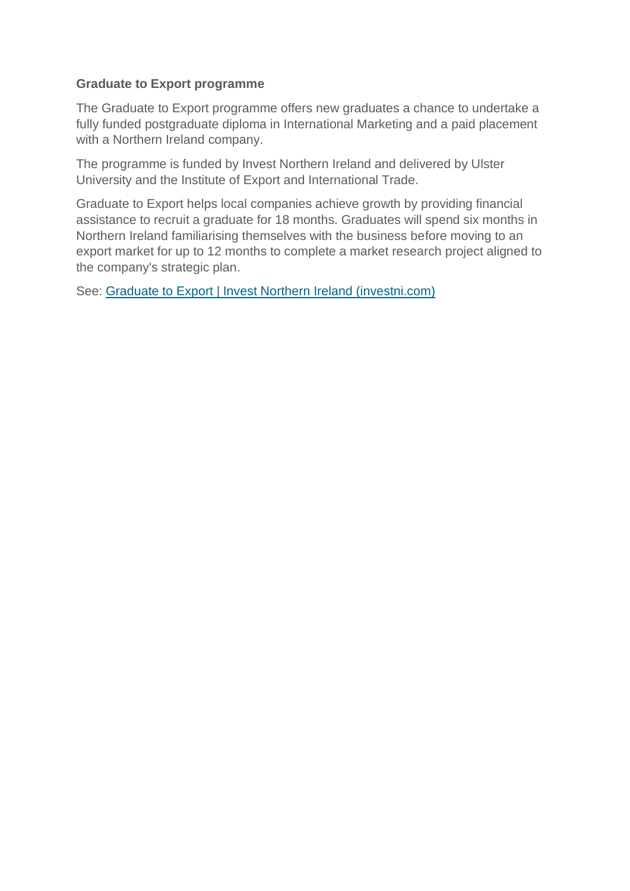**Graduate to Export programme**

The Graduate to Export programme offers new graduates a chance to undertake a fully funded postgraduate diploma in International Marketing and a paid placement with a Northern Ireland company.

The programme is funded by Invest Northern Ireland and delivered by Ulster University and the Institute of Export and International Trade.

Graduate to Export helps local companies achieve growth by providing financial assistance to recruit a graduate for 18 months. Graduates will spend six months in Northern Ireland familiarising themselves with the business before moving to an export market for up to 12 months to complete a market research project aligned to the company's strategic plan.

See: Graduate to Export | Invest Northern Ireland (investni.com)